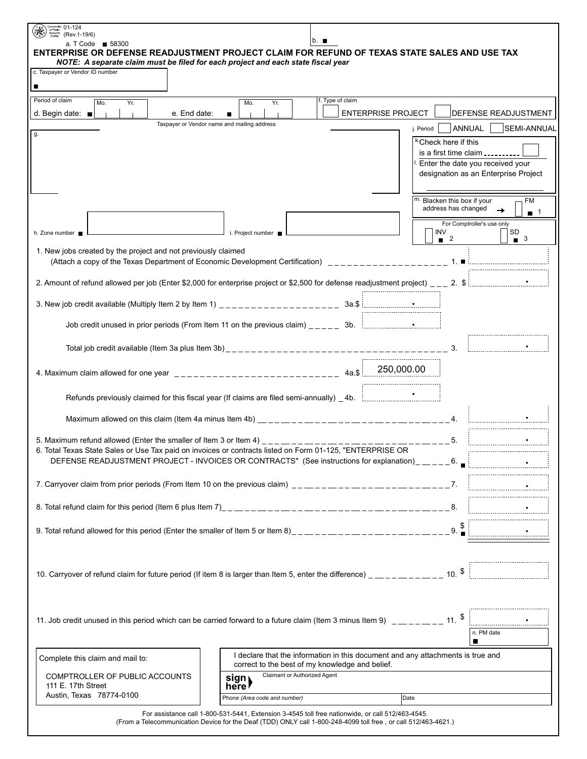01-124
(Rev.1-19/6)

a. T Code ■ 58300

b. ■

# ENTERPRISE OR DEFENSE READJUSTMENT PROJECT CLAIM FOR REFUND OF TEXAS STATE SALES AND USE TAX

***NOTE: A separate claim must be filed for each project and each state fiscal year***

c. Taxpayer or Vendor ID number

■

Period of claim

d. Begin date: ■ Mo. Yr.

e. End date: ■ Mo. Yr.

f. Type of claim

☐ ENTERPRISE PROJECT ☐ DEFENSE READJUSTMENT

j. Period ☐ ANNUAL ☐ SEMI-ANNUAL

Taxpayer or Vendor name and mailing address

g.

k. Check here if this is a first time claim ☐

l. Enter the date you received your designation as an Enterprise Project

m. Blacken this box if your address has changed → ☐ FM ■ 1

For Comptroller's use only

INV ■ 2 SD ■ 3

h. Zone number ■

i. Project number ■

1. New jobs created by the project and not previously claimed (Attach a copy of the Texas Department of Economic Development Certification) 1. ■

2. Amount of refund allowed per job (Enter $2,000 for enterprise project or $2,500 for defense readjustment project) 2. $

3. New job credit available (Multiply Item 2 by Item 1) 3a.$

Job credit unused in prior periods (From Item 11 on the previous claim) 3b.

Total job credit available (Item 3a plus Item 3b) 3.

4. Maximum claim allowed for one year 4a.$ 250,000.00

Refunds previously claimed for this fiscal year (If claims are filed semi-annually) 4b.

Maximum allowed on this claim (Item 4a minus Item 4b) 4.

5. Maximum refund allowed (Enter the smaller of Item 3 or Item 4) 5.

6. Total Texas State Sales or Use Tax paid on invoices or contracts listed on Form 01-125, "ENTERPRISE OR DEFENSE READJUSTMENT PROJECT - INVOICES OR CONTRACTS" (See instructions for explanation) 6. ■

7. Carryover claim from prior periods (From Item 10 on the previous claim) 7.

8. Total refund claim for this period (Item 6 plus Item 7) 8.

9. Total refund allowed for this period (Enter the smaller of Item 5 or Item 8) 9. ■ $

10. Carryover of refund claim for future period (If item 8 is larger than Item 5, enter the difference) 10. $

11. Job credit unused in this period which can be carried forward to a future claim (Item 3 minus Item 9) 11. $

n. PM date ■

Complete this claim and mail to:

COMPTROLLER OF PUBLIC ACCOUNTS
111 E. 17th Street
Austin, Texas 78774-0100

I declare that the information in this document and any attachments is true and correct to the best of my knowledge and belief.

sign here ▶ Claimant or Authorized Agent

Phone *(Area code and number)* Date

For assistance call 1-800-531-5441, Extension 3-4545 toll free nationwide, or call 512/463-4545.
(From a Telecommunication Device for the Deaf (TDD) ONLY call 1-800-248-4099 toll free , or call 512/463-4621.)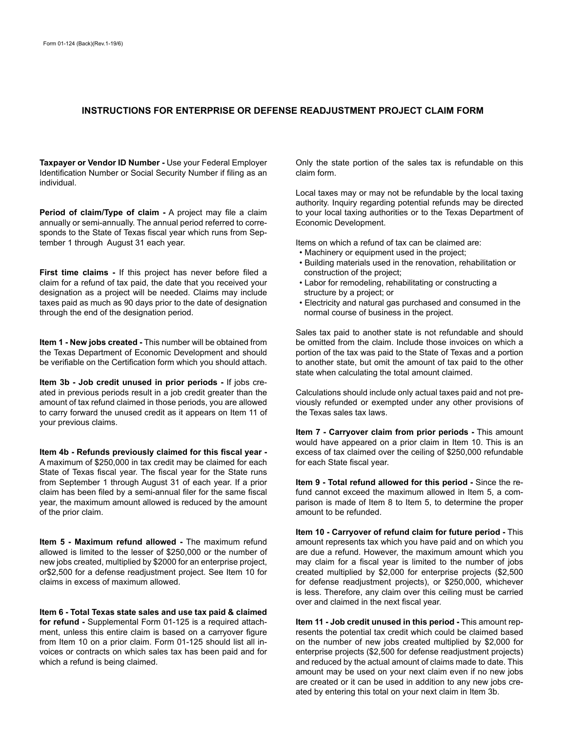Form 01-124 (Back)(Rev.1-19/6)

## INSTRUCTIONS FOR ENTERPRISE OR DEFENSE READJUSTMENT PROJECT CLAIM FORM

**Taxpayer or Vendor ID Number -** Use your Federal Employer Identification Number or Social Security Number if filing as an individual.

**Period of claim/Type of claim -** A project may file a claim annually or semi-annually. The annual period referred to corresponds to the State of Texas fiscal year which runs from September 1 through August 31 each year.

**First time claims -** If this project has never before filed a claim for a refund of tax paid, the date that you received your designation as a project will be needed. Claims may include taxes paid as much as 90 days prior to the date of designation through the end of the designation period.

**Item 1 - New jobs created -** This number will be obtained from the Texas Department of Economic Development and should be verifiable on the Certification form which you should attach.

**Item 3b - Job credit unused in prior periods -** If jobs created in previous periods result in a job credit greater than the amount of tax refund claimed in those periods, you are allowed to carry forward the unused credit as it appears on Item 11 of your previous claims.

**Item 4b - Refunds previously claimed for this fiscal year -** A maximum of $250,000 in tax credit may be claimed for each State of Texas fiscal year. The fiscal year for the State runs from September 1 through August 31 of each year. If a prior claim has been filed by a semi-annual filer for the same fiscal year, the maximum amount allowed is reduced by the amount of the prior claim.

**Item 5 - Maximum refund allowed -** The maximum refund allowed is limited to the lesser of $250,000 or the number of new jobs created, multiplied by $2000 for an enterprise project, or$2,500 for a defense readjustment project. See Item 10 for claims in excess of maximum allowed.

**Item 6 - Total Texas state sales and use tax paid & claimed for refund -** Supplemental Form 01-125 is a required attachment, unless this entire claim is based on a carryover figure from Item 10 on a prior claim. Form 01-125 should list all invoices or contracts on which sales tax has been paid and for which a refund is being claimed.

Only the state portion of the sales tax is refundable on this claim form.

Local taxes may or may not be refundable by the local taxing authority. Inquiry regarding potential refunds may be directed to your local taxing authorities or to the Texas Department of Economic Development.

Items on which a refund of tax can be claimed are:

- Machinery or equipment used in the project;
- Building materials used in the renovation, rehabilitation or construction of the project;
- Labor for remodeling, rehabilitating or constructing a structure by a project; or
- Electricity and natural gas purchased and consumed in the normal course of business in the project.

Sales tax paid to another state is not refundable and should be omitted from the claim. Include those invoices on which a portion of the tax was paid to the State of Texas and a portion to another state, but omit the amount of tax paid to the other state when calculating the total amount claimed.

Calculations should include only actual taxes paid and not previously refunded or exempted under any other provisions of the Texas sales tax laws.

**Item 7 - Carryover claim from prior periods -** This amount would have appeared on a prior claim in Item 10. This is an excess of tax claimed over the ceiling of $250,000 refundable for each State fiscal year.

**Item 9 - Total refund allowed for this period -** Since the refund cannot exceed the maximum allowed in Item 5, a comparison is made of Item 8 to Item 5, to determine the proper amount to be refunded.

**Item 10 - Carryover of refund claim for future period -** This amount represents tax which you have paid and on which you are due a refund. However, the maximum amount which you may claim for a fiscal year is limited to the number of jobs created multiplied by $2,000 for enterprise projects ($2,500 for defense readjustment projects), or $250,000, whichever is less. Therefore, any claim over this ceiling must be carried over and claimed in the next fiscal year.

**Item 11 - Job credit unused in this period -** This amount represents the potential tax credit which could be claimed based on the number of new jobs created multiplied by $2,000 for enterprise projects ($2,500 for defense readjustment projects) and reduced by the actual amount of claims made to date. This amount may be used on your next claim even if no new jobs are created or it can be used in addition to any new jobs created by entering this total on your next claim in Item 3b.